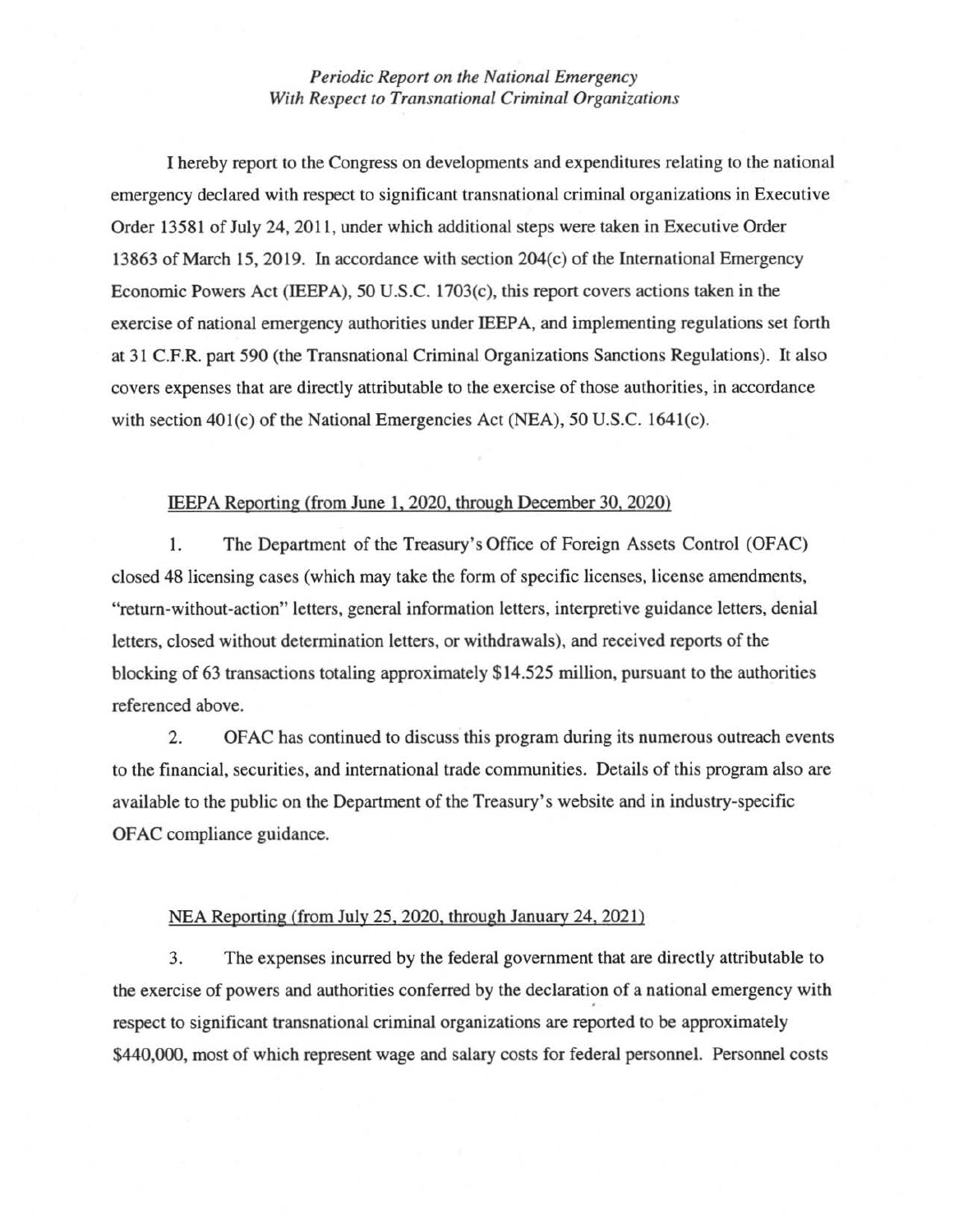*Periodic Report on the National Emergency*
*With Respect to Transnational Criminal Organizations*

I hereby report to the Congress on developments and expenditures relating to the national emergency declared with respect to significant transnational criminal organizations in Executive Order 13581 of July 24, 2011, under which additional steps were taken in Executive Order 13863 of March 15, 2019. In accordance with section 204(c) of the International Emergency Economic Powers Act (IEEPA), 50 U.S.C. 1703(c), this report covers actions taken in the exercise of national emergency authorities under IEEPA, and implementing regulations set forth at 31 C.F.R. part 590 (the Transnational Criminal Organizations Sanctions Regulations). It also covers expenses that are directly attributable to the exercise of those authorities, in accordance with section 401(c) of the National Emergencies Act (NEA), 50 U.S.C. 1641(c).

IEEPA Reporting (from June 1, 2020, through December 30, 2020)

1. The Department of the Treasury's Office of Foreign Assets Control (OFAC) closed 48 licensing cases (which may take the form of specific licenses, license amendments, "return-without-action" letters, general information letters, interpretive guidance letters, denial letters, closed without determination letters, or withdrawals), and received reports of the blocking of 63 transactions totaling approximately $14.525 million, pursuant to the authorities referenced above.

2. OFAC has continued to discuss this program during its numerous outreach events to the financial, securities, and international trade communities. Details of this program also are available to the public on the Department of the Treasury's website and in industry-specific OFAC compliance guidance.

NEA Reporting (from July 25, 2020, through January 24, 2021)

3. The expenses incurred by the federal government that are directly attributable to the exercise of powers and authorities conferred by the declaration of a national emergency with respect to significant transnational criminal organizations are reported to be approximately $440,000, most of which represent wage and salary costs for federal personnel. Personnel costs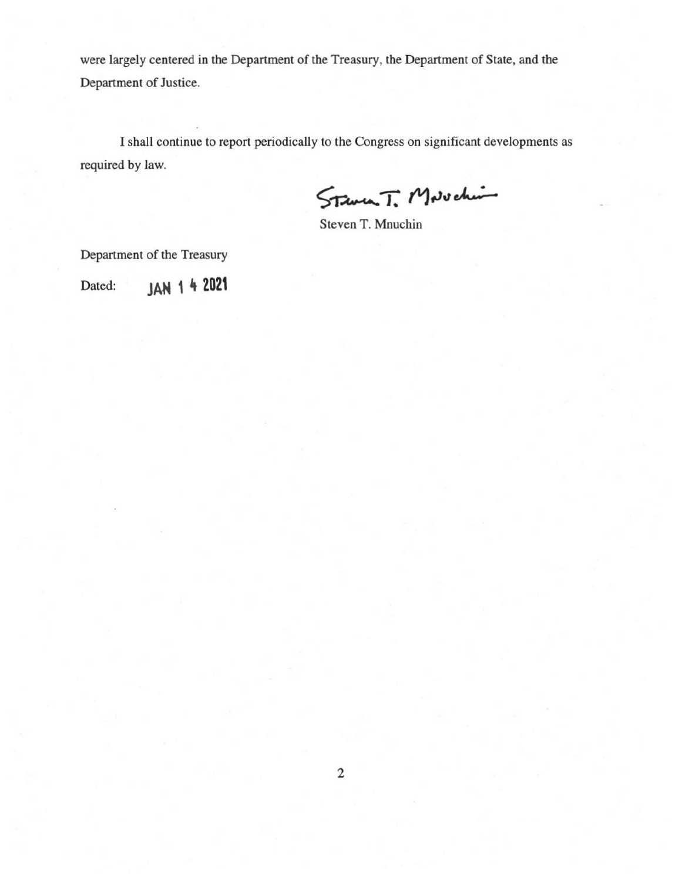were largely centered in the Department of the Treasury, the Department of State, and the Department of Justice.

I shall continue to report periodically to the Congress on significant developments as required by law.

Steven T. Mnuchin

Steven T. Mnuchin

Department of the Treasury

Dated: JAN 14 2021